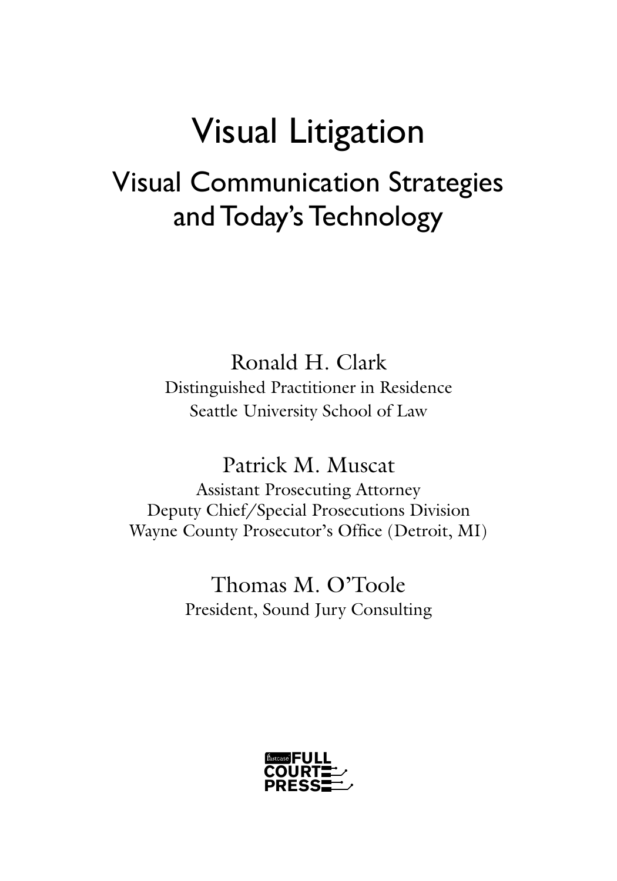# Visual Litigation

## Visual Communication Strategies and Today's Technology

Ronald H. Clark
Distinguished Practitioner in Residence
Seattle University School of Law

Patrick M. Muscat
Assistant Prosecuting Attorney
Deputy Chief/Special Prosecutions Division
Wayne County Prosecutor's Office (Detroit, MI)

Thomas M. O'Toole
President, Sound Jury Consulting

fastcase FULL COURT PRESS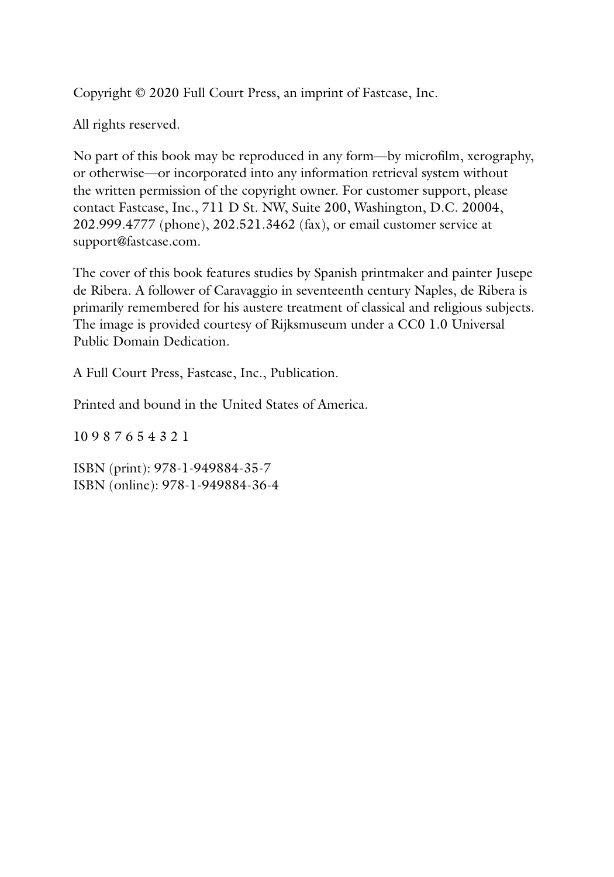Copyright © 2020 Full Court Press, an imprint of Fastcase, Inc.

All rights reserved.

No part of this book may be reproduced in any form—by microfilm, xerography, or otherwise—or incorporated into any information retrieval system without the written permission of the copyright owner. For customer support, please contact Fastcase, Inc., 711 D St. NW, Suite 200, Washington, D.C. 20004, 202.999.4777 (phone), 202.521.3462 (fax), or email customer service at support@fastcase.com.

The cover of this book features studies by Spanish printmaker and painter Jusepe de Ribera. A follower of Caravaggio in seventeenth century Naples, de Ribera is primarily remembered for his austere treatment of classical and religious subjects. The image is provided courtesy of Rijksmuseum under a CC0 1.0 Universal Public Domain Dedication.

A Full Court Press, Fastcase, Inc., Publication.

Printed and bound in the United States of America.

10 9 8 7 6 5 4 3 2 1

ISBN (print): 978-1-949884-35-7
ISBN (online): 978-1-949884-36-4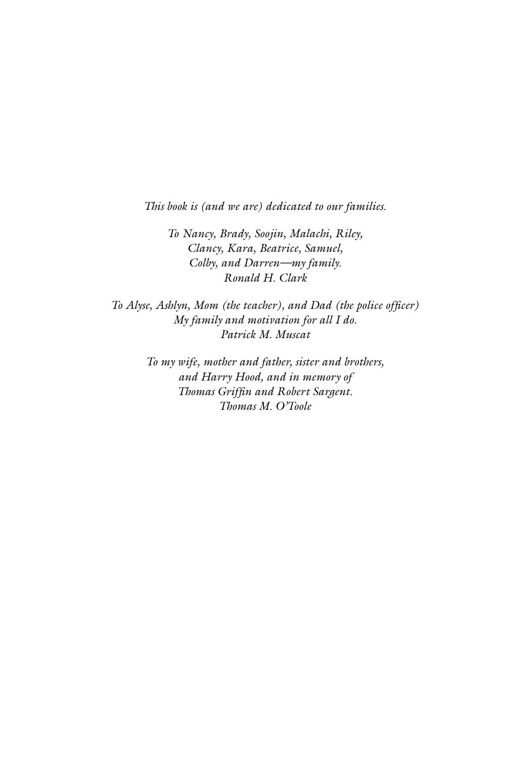*This book is (and we are) dedicated to our families.*

*To Nancy, Brady, Soojin, Malachi, Riley,*
*Clancy, Kara, Beatrice, Samuel,*
*Colby, and Darren—my family.*
*Ronald H. Clark*

*To Alyse, Ashlyn, Mom (the teacher), and Dad (the police officer)*
*My family and motivation for all I do.*
*Patrick M. Muscat*

*To my wife, mother and father, sister and brothers,*
*and Harry Hood, and in memory of*
*Thomas Griffin and Robert Sargent.*
*Thomas M. O'Toole*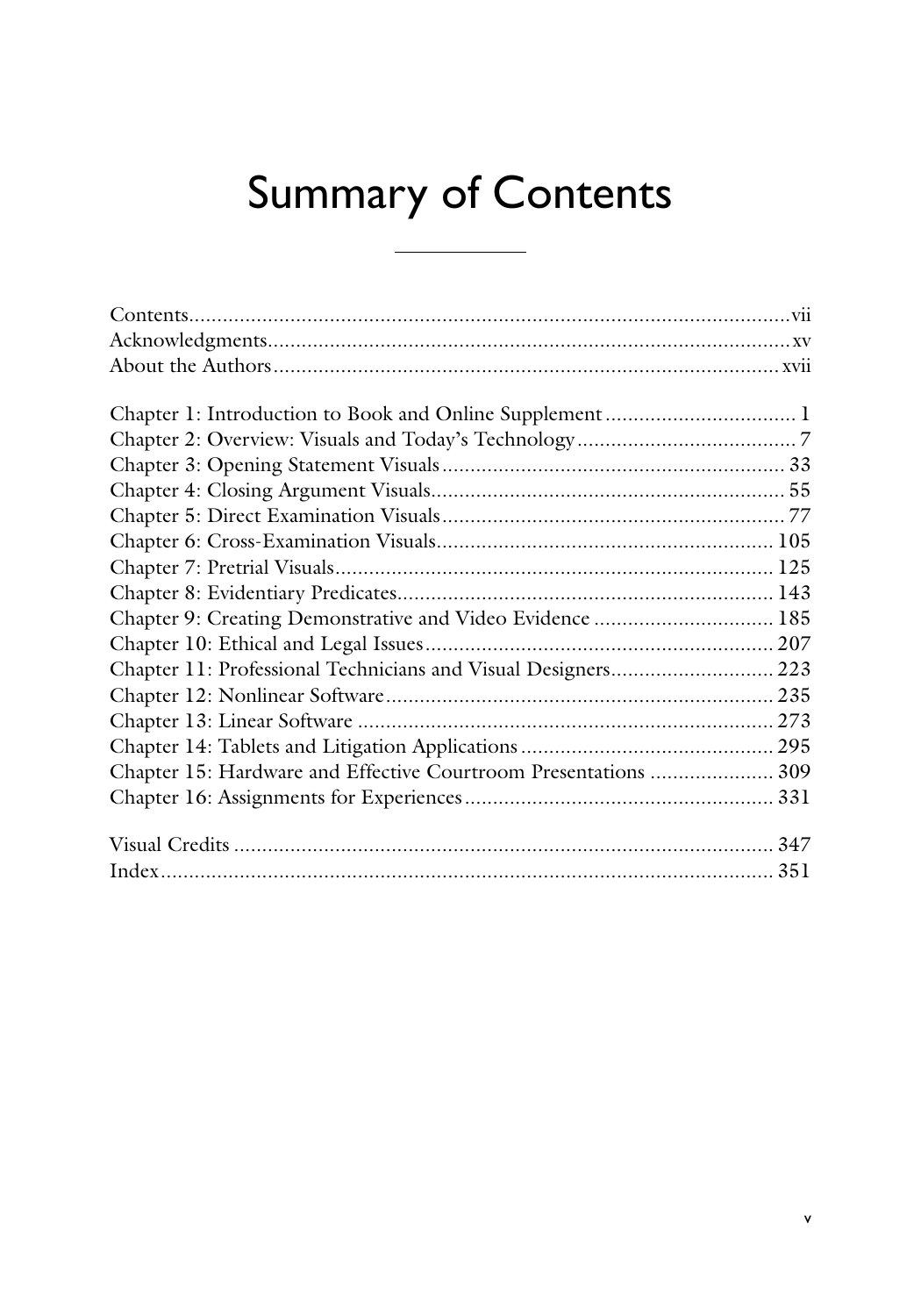# Summary of Contents

Contents.......................................................................................................vii
Acknowledgments..........................................................................................xv
About the Authors.........................................................................................xvii

Chapter 1: Introduction to Book and Online Supplement .................................. 1
Chapter 2: Overview: Visuals and Today's Technology........................................ 7
Chapter 3: Opening Statement Visuals............................................................ 33
Chapter 4: Closing Argument Visuals............................................................. 55
Chapter 5: Direct Examination Visuals............................................................ 77
Chapter 6: Cross-Examination Visuals........................................................... 105
Chapter 7: Pretrial Visuals............................................................................ 125
Chapter 8: Evidentiary Predicates.................................................................. 143
Chapter 9: Creating Demonstrative and Video Evidence ................................ 185
Chapter 10: Ethical and Legal Issues............................................................. 207
Chapter 11: Professional Technicians and Visual Designers............................. 223
Chapter 12: Nonlinear Software.................................................................... 235
Chapter 13: Linear Software ......................................................................... 273
Chapter 14: Tablets and Litigation Applications............................................. 295
Chapter 15: Hardware and Effective Courtroom Presentations ...................... 309
Chapter 16: Assignments for Experiences...................................................... 331

Visual Credits ............................................................................................... 347
Index........................................................................................................... 351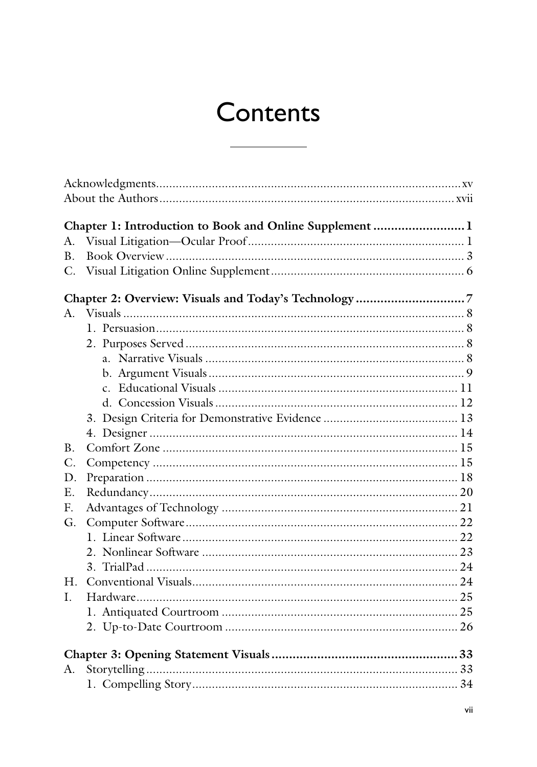# Contents

Acknowledgments .... xv
About the Authors .... xvii

**Chapter 1: Introduction to Book and Online Supplement .... 1**

A. Visual Litigation—Ocular Proof .... 1
B. Book Overview .... 3
C. Visual Litigation Online Supplement .... 6

**Chapter 2: Overview: Visuals and Today's Technology .... 7**

A. Visuals .... 8
    1. Persuasion .... 8
    2. Purposes Served .... 8
        a. Narrative Visuals .... 8
        b. Argument Visuals .... 9
        c. Educational Visuals .... 11
        d. Concession Visuals .... 12
    3. Design Criteria for Demonstrative Evidence .... 13
    4. Designer .... 14
B. Comfort Zone .... 15
C. Competency .... 15
D. Preparation .... 18
E. Redundancy .... 20
F. Advantages of Technology .... 21
G. Computer Software .... 22
    1. Linear Software .... 22
    2. Nonlinear Software .... 23
    3. TrialPad .... 24
H. Conventional Visuals .... 24
I. Hardware .... 25
    1. Antiquated Courtroom .... 25
    2. Up-to-Date Courtroom .... 26

**Chapter 3: Opening Statement Visuals .... 33**

A. Storytelling .... 33
    1. Compelling Story .... 34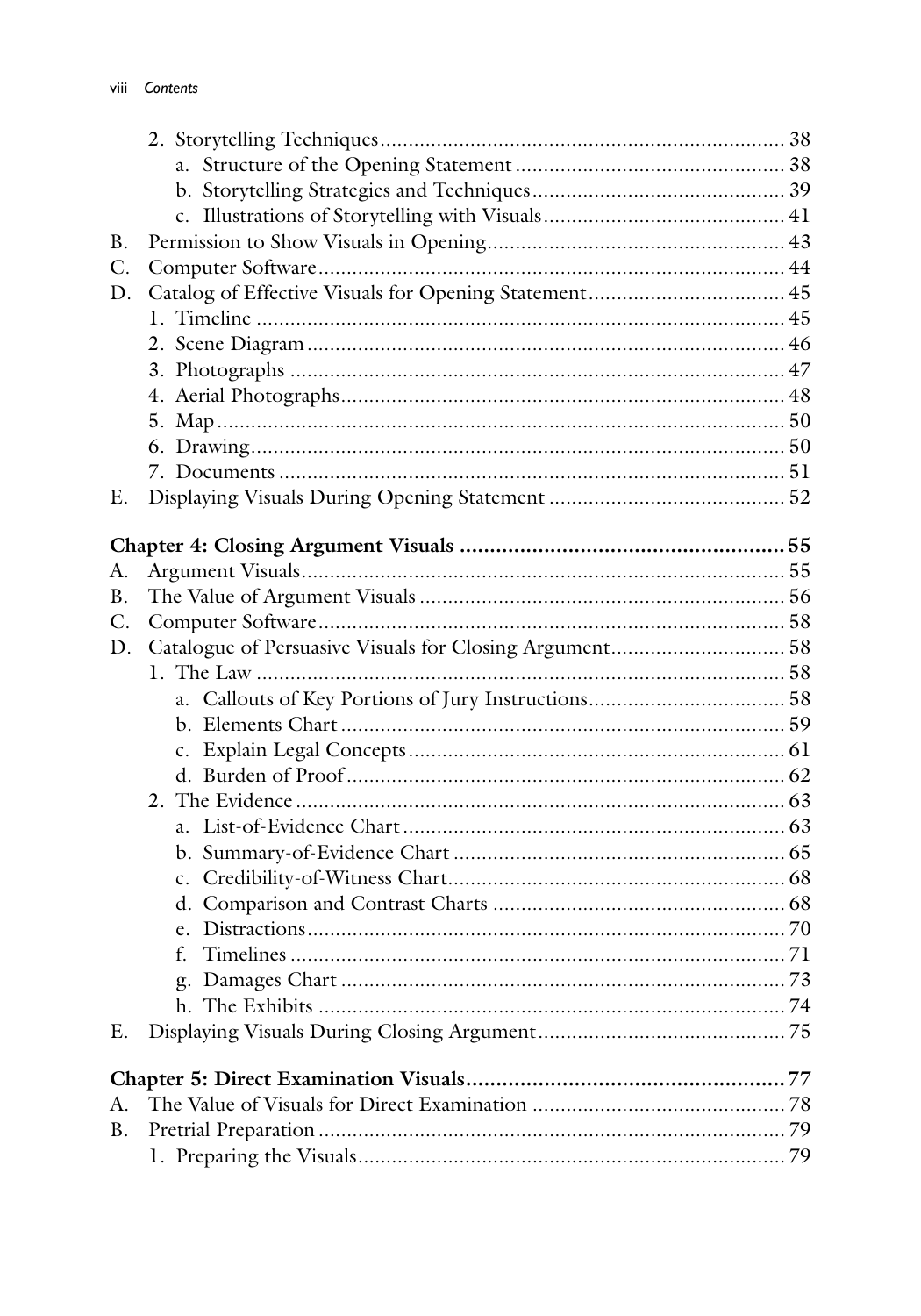2. Storytelling Techniques ........................................................................ 38
   a. Structure of the Opening Statement ................................................ 38
   b. Storytelling Strategies and Techniques ............................................ 39
   c. Illustrations of Storytelling with Visuals .......................................... 41

B. Permission to Show Visuals in Opening .................................................... 43
C. Computer Software .................................................................................. 44
D. Catalog of Effective Visuals for Opening Statement ................................... 45
   1. Timeline ............................................................................................ 45
   2. Scene Diagram ................................................................................... 46
   3. Photographs ...................................................................................... 47
   4. Aerial Photographs ............................................................................. 48
   5. Map ................................................................................................... 50
   6. Drawing ............................................................................................. 50
   7. Documents ......................................................................................... 51
E. Displaying Visuals During Opening Statement .......................................... 52

**Chapter 4: Closing Argument Visuals ....................................................... 55**

A. Argument Visuals ...................................................................................... 55
B. The Value of Argument Visuals ................................................................. 56
C. Computer Software .................................................................................... 58
D. Catalogue of Persuasive Visuals for Closing Argument ............................... 58
   1. The Law ............................................................................................. 58
      a. Callouts of Key Portions of Jury Instructions ................................... 58
      b. Elements Chart ............................................................................... 59
      c. Explain Legal Concepts .................................................................. 61
      d. Burden of Proof .............................................................................. 62
   2. The Evidence ...................................................................................... 63
      a. List-of-Evidence Chart .................................................................... 63
      b. Summary-of-Evidence Chart ........................................................... 65
      c. Credibility-of-Witness Chart ............................................................ 68
      d. Comparison and Contrast Charts .................................................... 68
      e. Distractions ..................................................................................... 70
      f. Timelines ........................................................................................ 71
      g. Damages Chart ............................................................................... 73
      h. The Exhibits ................................................................................... 74
E. Displaying Visuals During Closing Argument ............................................ 75

**Chapter 5: Direct Examination Visuals ..................................................... 77**

A. The Value of Visuals for Direct Examination ............................................. 78
B. Pretrial Preparation .................................................................................. 79
   1. Preparing the Visuals ........................................................................... 79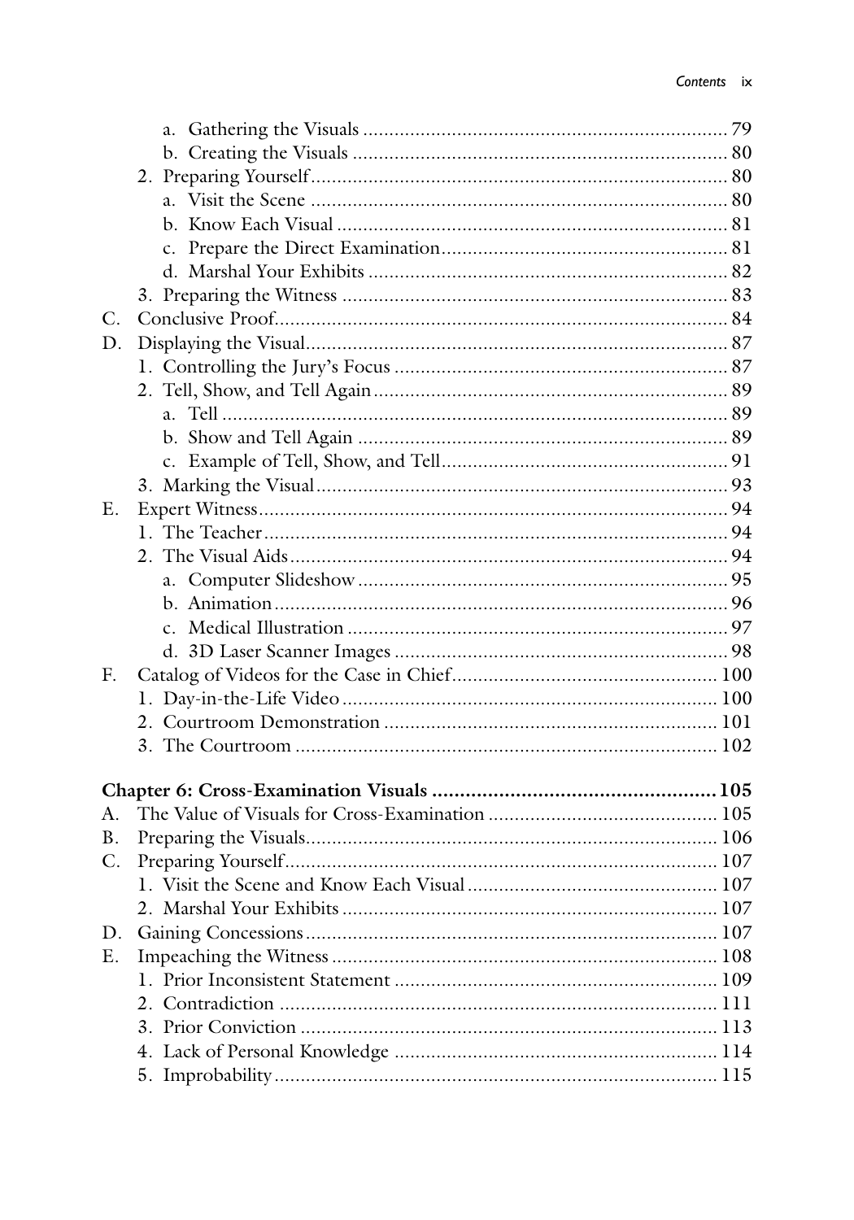a. Gathering the Visuals ..... 79
b. Creating the Visuals ..... 80
2. Preparing Yourself ..... 80
a. Visit the Scene ..... 80
b. Know Each Visual ..... 81
c. Prepare the Direct Examination ..... 81
d. Marshal Your Exhibits ..... 82
3. Preparing the Witness ..... 83

C. Conclusive Proof ..... 84

D. Displaying the Visual ..... 87
1. Controlling the Jury's Focus ..... 87
2. Tell, Show, and Tell Again ..... 89
a. Tell ..... 89
b. Show and Tell Again ..... 89
c. Example of Tell, Show, and Tell ..... 91
3. Marking the Visual ..... 93

E. Expert Witness ..... 94
1. The Teacher ..... 94
2. The Visual Aids ..... 94
a. Computer Slideshow ..... 95
b. Animation ..... 96
c. Medical Illustration ..... 97
d. 3D Laser Scanner Images ..... 98

F. Catalog of Videos for the Case in Chief ..... 100
1. Day-in-the-Life Video ..... 100
2. Courtroom Demonstration ..... 101
3. The Courtroom ..... 102

**Chapter 6: Cross-Examination Visuals ..... 105**

A. The Value of Visuals for Cross-Examination ..... 105

B. Preparing the Visuals ..... 106

C. Preparing Yourself ..... 107
1. Visit the Scene and Know Each Visual ..... 107
2. Marshal Your Exhibits ..... 107

D. Gaining Concessions ..... 107

E. Impeaching the Witness ..... 108
1. Prior Inconsistent Statement ..... 109
2. Contradiction ..... 111
3. Prior Conviction ..... 113
4. Lack of Personal Knowledge ..... 114
5. Improbability ..... 115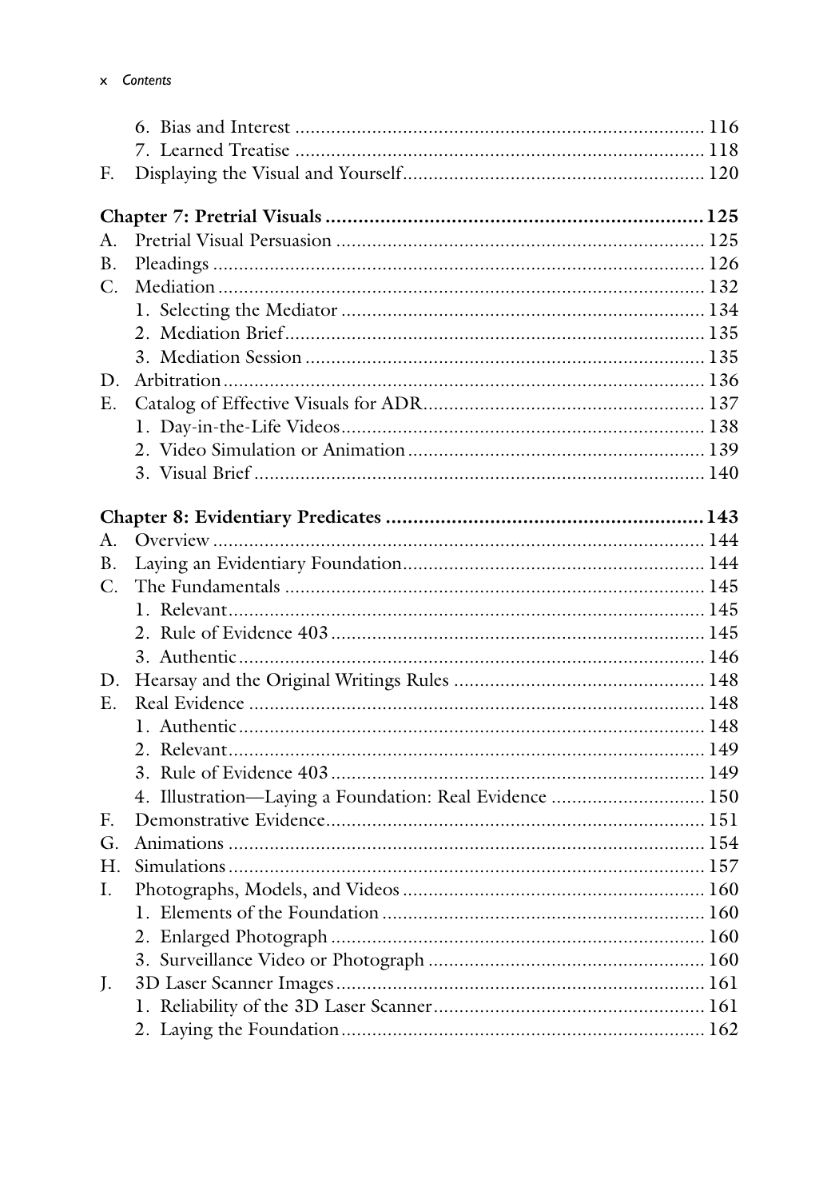6. Bias and Interest ............................................................................. 116
7. Learned Treatise ............................................................................. 118

F. Displaying the Visual and Yourself......................................................... 120

**Chapter 7: Pretrial Visuals ..................................................................... 125**

A. Pretrial Visual Persuasion ...................................................................... 125
B. Pleadings ............................................................................................. 126
C. Mediation ............................................................................................ 132
1. Selecting the Mediator ..................................................................... 134
2. Mediation Brief............................................................................... 135
3. Mediation Session ........................................................................... 135

D. Arbitration ........................................................................................... 136
E. Catalog of Effective Visuals for ADR..................................................... 137
1. Day-in-the-Life Videos..................................................................... 138
2. Video Simulation or Animation......................................................... 139
3. Visual Brief ..................................................................................... 140

**Chapter 8: Evidentiary Predicates .......................................................... 143**

A. Overview ............................................................................................. 144
B. Laying an Evidentiary Foundation......................................................... 144
C. The Fundamentals ................................................................................ 145
1. Relevant........................................................................................... 145
2. Rule of Evidence 403 ....................................................................... 145
3. Authentic......................................................................................... 146

D. Hearsay and the Original Writings Rules ............................................... 148
E. Real Evidence ....................................................................................... 148
1. Authentic......................................................................................... 148
2. Relevant........................................................................................... 149
3. Rule of Evidence 403 ....................................................................... 149
4. Illustration—Laying a Foundation: Real Evidence ............................. 150

F. Demonstrative Evidence........................................................................ 151
G. Animations .......................................................................................... 154
H. Simulations .......................................................................................... 157
I. Photographs, Models, and Videos .......................................................... 160
1. Elements of the Foundation ............................................................. 160
2. Enlarged Photograph ....................................................................... 160
3. Surveillance Video or Photograph .................................................... 160

J. 3D Laser Scanner Images...................................................................... 161
1. Reliability of the 3D Laser Scanner................................................... 161
2. Laying the Foundation..................................................................... 162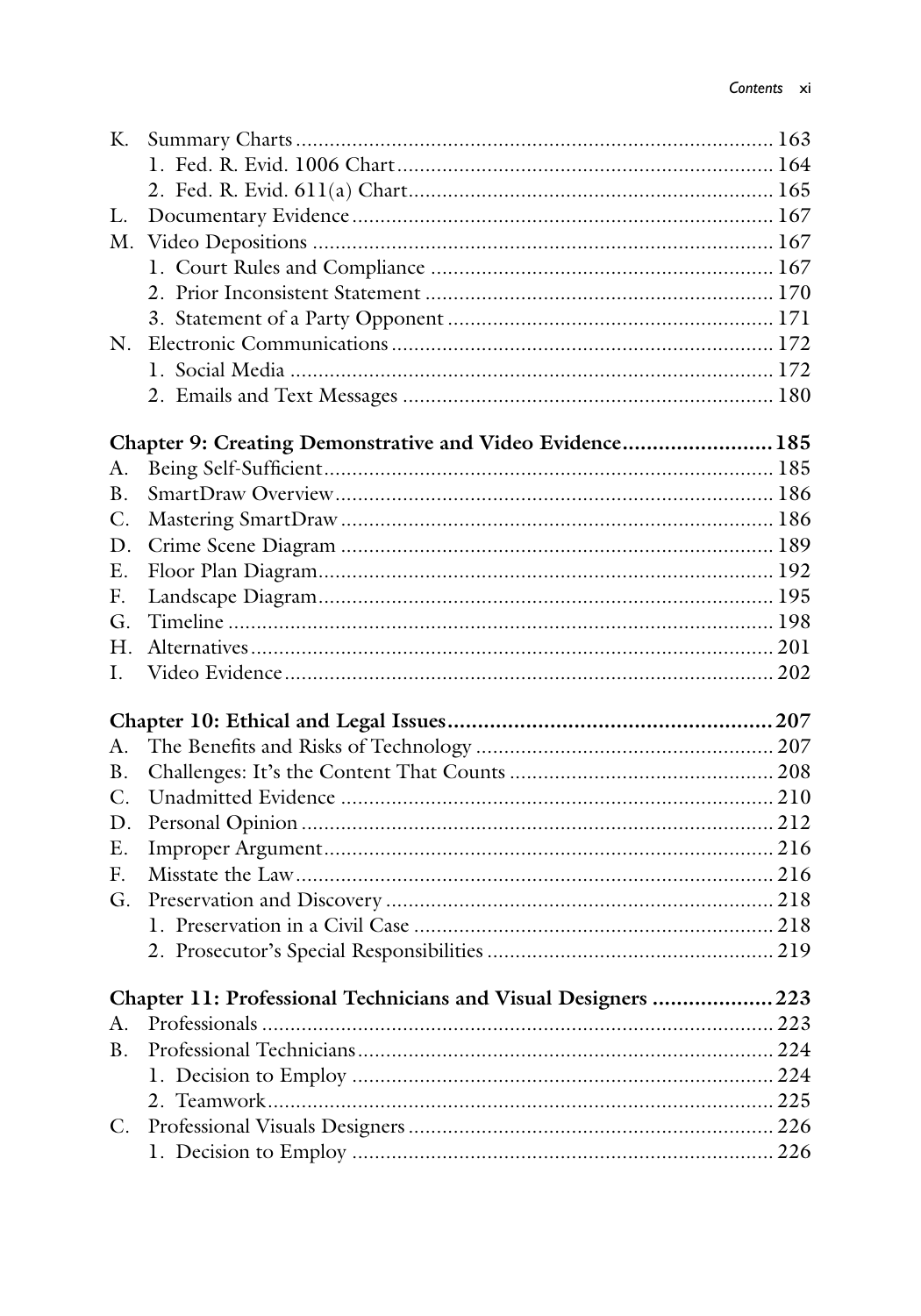K. Summary Charts .................................................................................... 163
   1. Fed. R. Evid. 1006 Chart .................................................................. 164
   2. Fed. R. Evid. 611(a) Chart ................................................................ 165
L. Documentary Evidence .......................................................................... 167
M. Video Depositions ................................................................................. 167
   1. Court Rules and Compliance ............................................................ 167
   2. Prior Inconsistent Statement ............................................................. 170
   3. Statement of a Party Opponent ......................................................... 171
N. Electronic Communications ................................................................... 172
   1. Social Media ..................................................................................... 172
   2. Emails and Text Messages ................................................................. 180

**Chapter 9: Creating Demonstrative and Video Evidence ........................ 185**

A. Being Self-Sufficient ............................................................................... 185
B. SmartDraw Overview ............................................................................. 186
C. Mastering SmartDraw ............................................................................ 186
D. Crime Scene Diagram ............................................................................ 189
E. Floor Plan Diagram ................................................................................ 192
F. Landscape Diagram ................................................................................ 195
G. Timeline ................................................................................................ 198
H. Alternatives ............................................................................................ 201
I. Video Evidence ...................................................................................... 202

**Chapter 10: Ethical and Legal Issues ...................................................... 207**

A. The Benefits and Risks of Technology .................................................... 207
B. Challenges: It's the Content That Counts .............................................. 208
C. Unadmitted Evidence ............................................................................ 210
D. Personal Opinion ................................................................................... 212
E. Improper Argument ............................................................................... 216
F. Misstate the Law .................................................................................... 216
G. Preservation and Discovery .................................................................... 218
   1. Preservation in a Civil Case ............................................................... 218
   2. Prosecutor's Special Responsibilities .................................................. 219

**Chapter 11: Professional Technicians and Visual Designers .................... 223**

A. Professionals .......................................................................................... 223
B. Professional Technicians ......................................................................... 224
   1. Decision to Employ .......................................................................... 224
   2. Teamwork ......................................................................................... 225
C. Professional Visuals Designers ................................................................ 226
   1. Decision to Employ .......................................................................... 226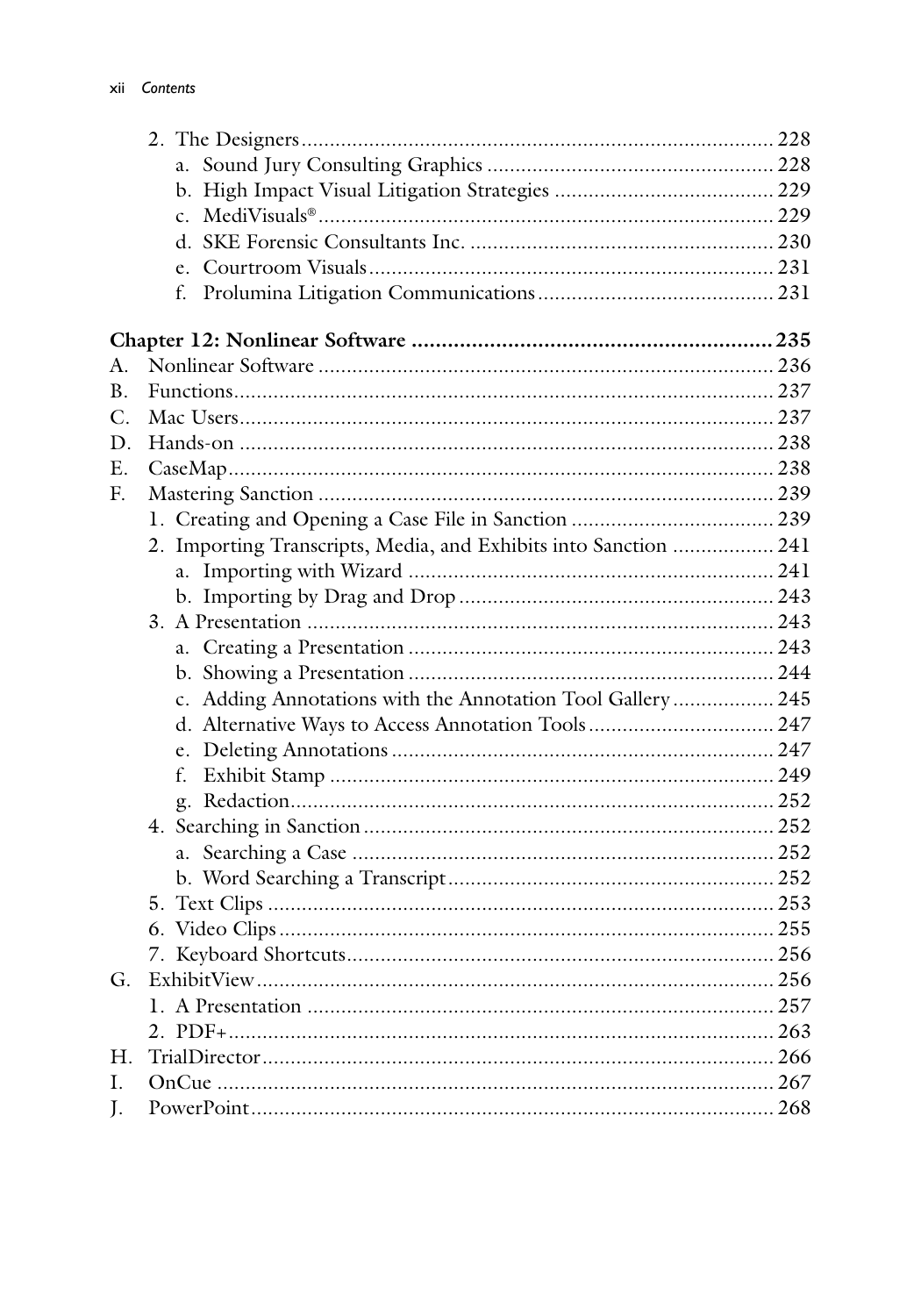2. The Designers ........ 228
   - a. Sound Jury Consulting Graphics ........ 228
   - b. High Impact Visual Litigation Strategies ........ 229
   - c. MediVisuals® ........ 229
   - d. SKE Forensic Consultants Inc. ........ 230
   - e. Courtroom Visuals ........ 231
   - f. Prolumina Litigation Communications ........ 231

**Chapter 12: Nonlinear Software ........ 235**

A. Nonlinear Software ........ 236

B. Functions ........ 237

C. Mac Users ........ 237

D. Hands-on ........ 238

E. CaseMap ........ 238

F. Mastering Sanction ........ 239

1. Creating and Opening a Case File in Sanction ........ 239
2. Importing Transcripts, Media, and Exhibits into Sanction ........ 241
   - a. Importing with Wizard ........ 241
   - b. Importing by Drag and Drop ........ 243
3. A Presentation ........ 243
   - a. Creating a Presentation ........ 243
   - b. Showing a Presentation ........ 244
   - c. Adding Annotations with the Annotation Tool Gallery ........ 245
   - d. Alternative Ways to Access Annotation Tools ........ 247
   - e. Deleting Annotations ........ 247
   - f. Exhibit Stamp ........ 249
   - g. Redaction ........ 252
4. Searching in Sanction ........ 252
   - a. Searching a Case ........ 252
   - b. Word Searching a Transcript ........ 252
5. Text Clips ........ 253
6. Video Clips ........ 255
7. Keyboard Shortcuts ........ 256

G. ExhibitView ........ 256

1. A Presentation ........ 257
2. PDF+ ........ 263

H. TrialDirector ........ 266

I. OnCue ........ 267

J. PowerPoint ........ 268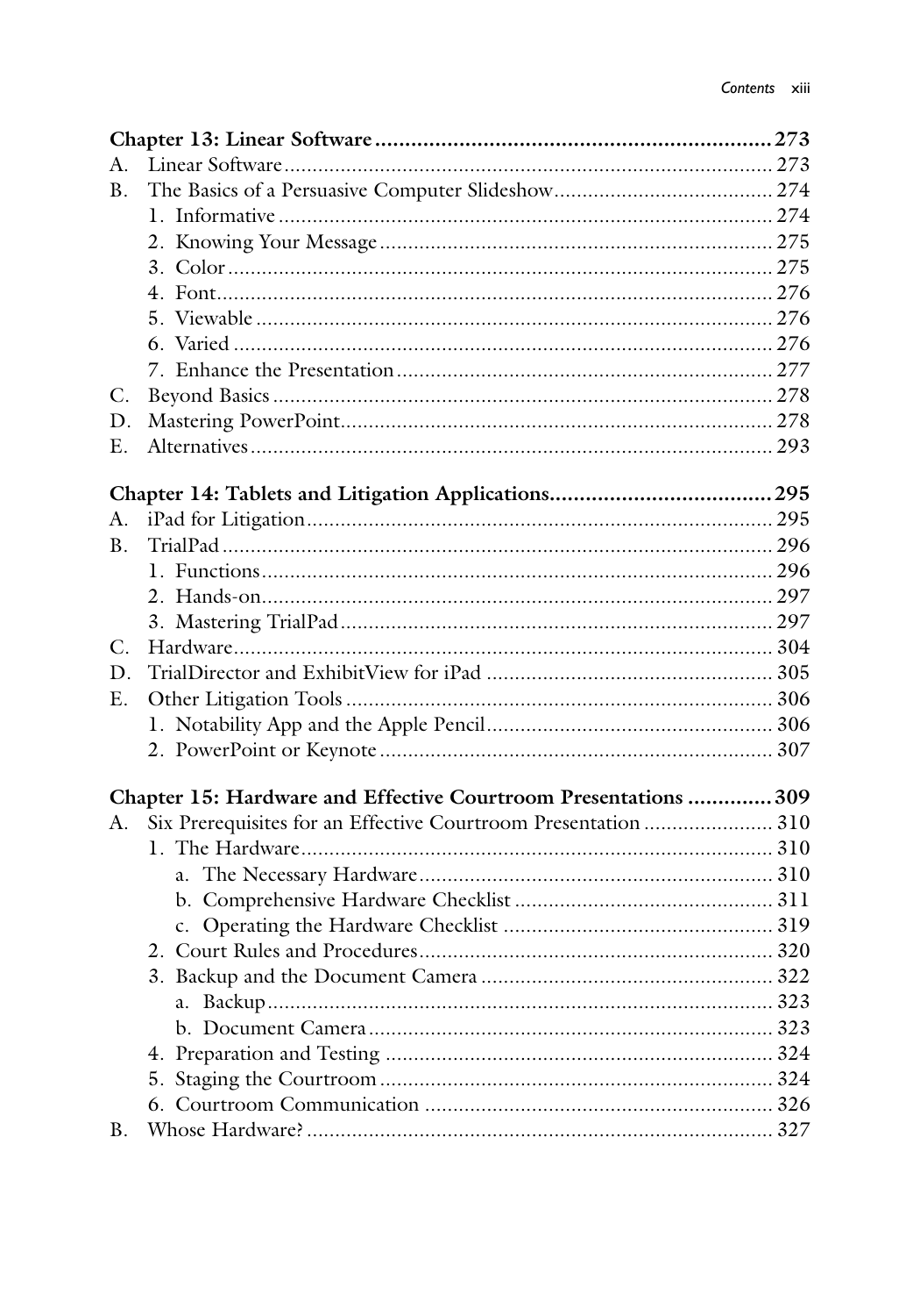**Chapter 13: Linear Software** ... 273

A. Linear Software ... 273

B. The Basics of a Persuasive Computer Slideshow ... 274

1. Informative ... 274
2. Knowing Your Message ... 275
3. Color ... 275
4. Font ... 276
5. Viewable ... 276
6. Varied ... 276
7. Enhance the Presentation ... 277

C. Beyond Basics ... 278

D. Mastering PowerPoint ... 278

E. Alternatives ... 293

**Chapter 14: Tablets and Litigation Applications** ... 295

A. iPad for Litigation ... 295

B. TrialPad ... 296

1. Functions ... 296
2. Hands-on ... 297
3. Mastering TrialPad ... 297

C. Hardware ... 304

D. TrialDirector and ExhibitView for iPad ... 305

E. Other Litigation Tools ... 306

1. Notability App and the Apple Pencil ... 306
2. PowerPoint or Keynote ... 307

**Chapter 15: Hardware and Effective Courtroom Presentations** ... 309

A. Six Prerequisites for an Effective Courtroom Presentation ... 310

1. The Hardware ... 310
   a. The Necessary Hardware ... 310
   b. Comprehensive Hardware Checklist ... 311
   c. Operating the Hardware Checklist ... 319
2. Court Rules and Procedures ... 320
3. Backup and the Document Camera ... 322
   a. Backup ... 323
   b. Document Camera ... 323
4. Preparation and Testing ... 324
5. Staging the Courtroom ... 324
6. Courtroom Communication ... 326

B. Whose Hardware? ... 327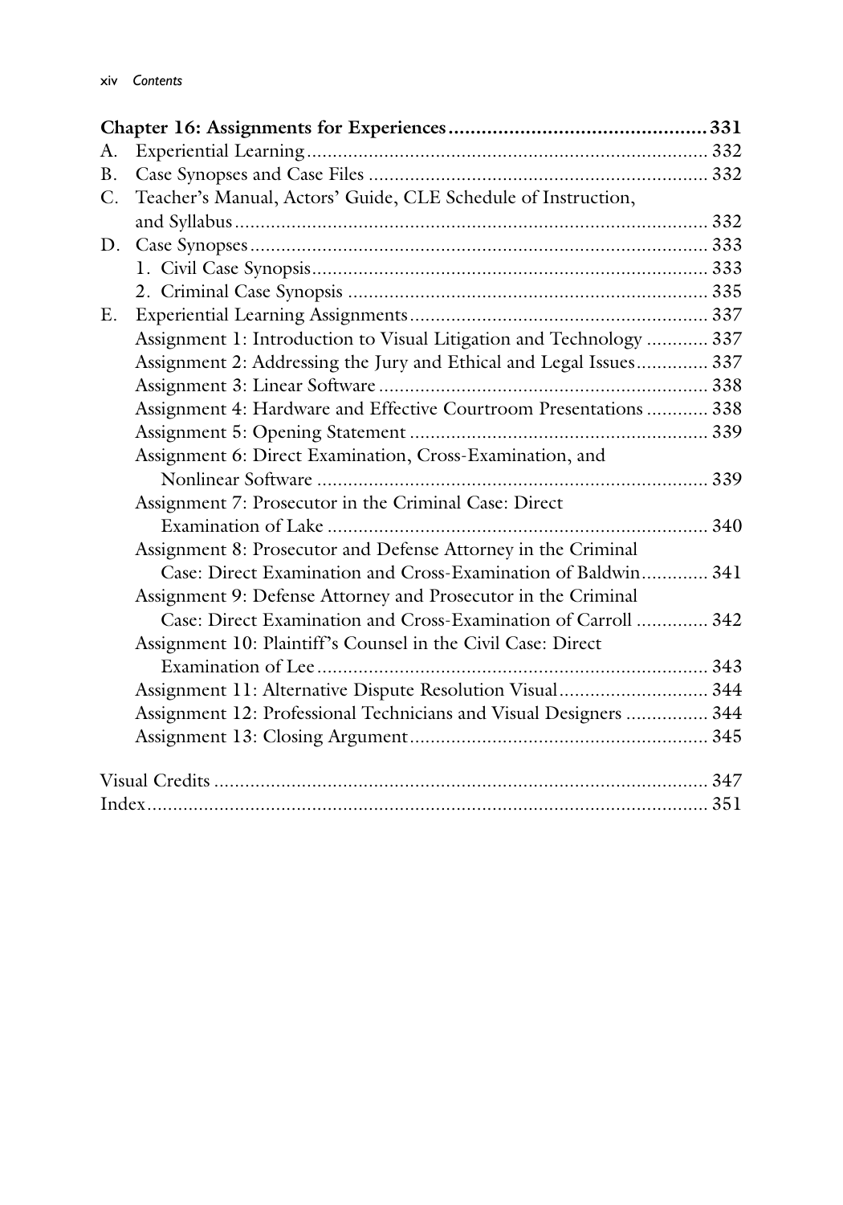**Chapter 16: Assignments for Experiences ... 331**

A. Experiential Learning ... 332

B. Case Synopses and Case Files ... 332

C. Teacher's Manual, Actors' Guide, CLE Schedule of Instruction, and Syllabus ... 332

D. Case Synopses ... 333

1. Civil Case Synopsis ... 333
2. Criminal Case Synopsis ... 335

E. Experiential Learning Assignments ... 337

- Assignment 1: Introduction to Visual Litigation and Technology ... 337
- Assignment 2: Addressing the Jury and Ethical and Legal Issues ... 337
- Assignment 3: Linear Software ... 338
- Assignment 4: Hardware and Effective Courtroom Presentations ... 338
- Assignment 5: Opening Statement ... 339
- Assignment 6: Direct Examination, Cross-Examination, and Nonlinear Software ... 339
- Assignment 7: Prosecutor in the Criminal Case: Direct Examination of Lake ... 340
- Assignment 8: Prosecutor and Defense Attorney in the Criminal Case: Direct Examination and Cross-Examination of Baldwin ... 341
- Assignment 9: Defense Attorney and Prosecutor in the Criminal Case: Direct Examination and Cross-Examination of Carroll ... 342
- Assignment 10: Plaintiff's Counsel in the Civil Case: Direct Examination of Lee ... 343
- Assignment 11: Alternative Dispute Resolution Visual ... 344
- Assignment 12: Professional Technicians and Visual Designers ... 344
- Assignment 13: Closing Argument ... 345

Visual Credits ... 347

Index ... 351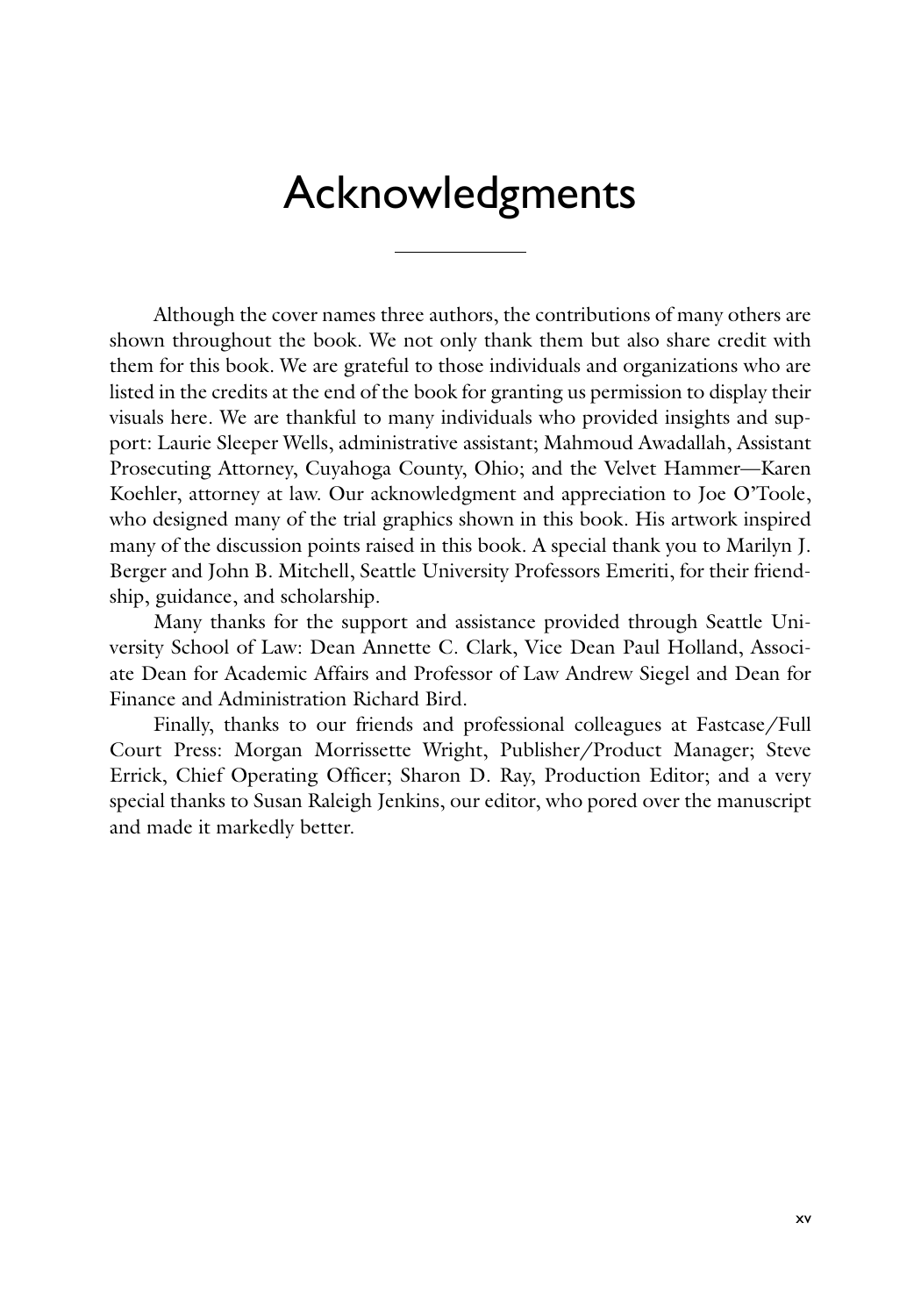# Acknowledgments

Although the cover names three authors, the contributions of many others are shown throughout the book. We not only thank them but also share credit with them for this book. We are grateful to those individuals and organizations who are listed in the credits at the end of the book for granting us permission to display their visuals here. We are thankful to many individuals who provided insights and support: Laurie Sleeper Wells, administrative assistant; Mahmoud Awadallah, Assistant Prosecuting Attorney, Cuyahoga County, Ohio; and the Velvet Hammer—Karen Koehler, attorney at law. Our acknowledgment and appreciation to Joe O'Toole, who designed many of the trial graphics shown in this book. His artwork inspired many of the discussion points raised in this book. A special thank you to Marilyn J. Berger and John B. Mitchell, Seattle University Professors Emeriti, for their friendship, guidance, and scholarship.

Many thanks for the support and assistance provided through Seattle University School of Law: Dean Annette C. Clark, Vice Dean Paul Holland, Associate Dean for Academic Affairs and Professor of Law Andrew Siegel and Dean for Finance and Administration Richard Bird.

Finally, thanks to our friends and professional colleagues at Fastcase/Full Court Press: Morgan Morrissette Wright, Publisher/Product Manager; Steve Errick, Chief Operating Officer; Sharon D. Ray, Production Editor; and a very special thanks to Susan Raleigh Jenkins, our editor, who pored over the manuscript and made it markedly better.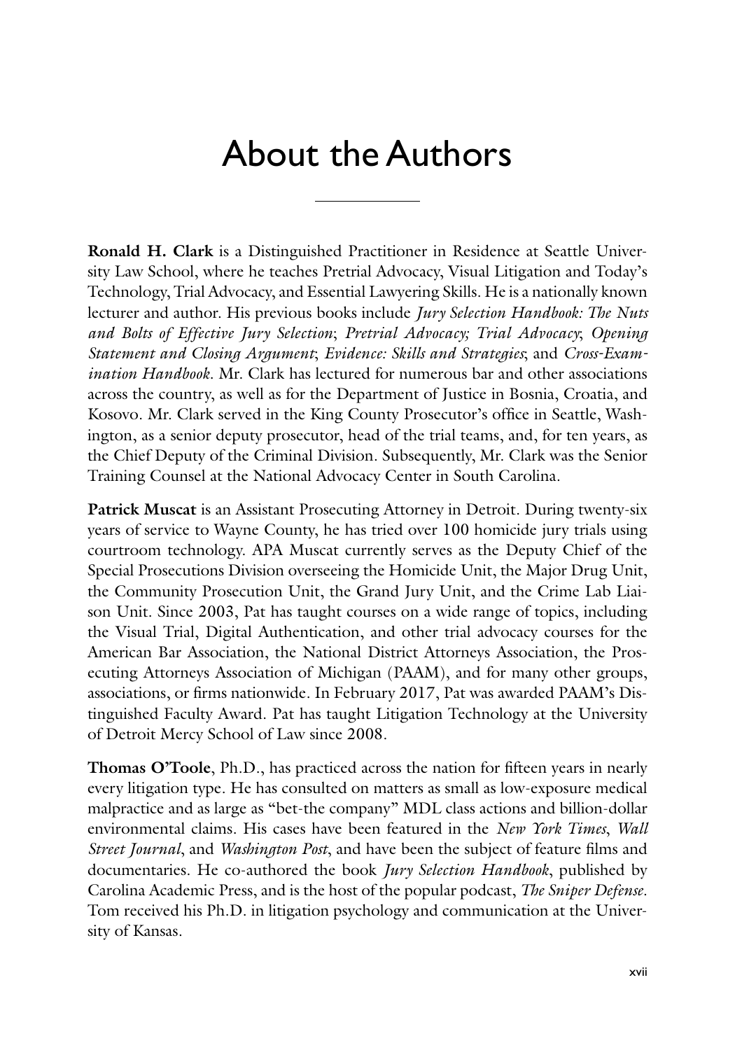# About the Authors

**Ronald H. Clark** is a Distinguished Practitioner in Residence at Seattle University Law School, where he teaches Pretrial Advocacy, Visual Litigation and Today's Technology, Trial Advocacy, and Essential Lawyering Skills. He is a nationally known lecturer and author. His previous books include *Jury Selection Handbook: The Nuts and Bolts of Effective Jury Selection*; *Pretrial Advocacy; Trial Advocacy*; *Opening Statement and Closing Argument*; *Evidence: Skills and Strategies*; and *Cross-Examination Handbook*. Mr. Clark has lectured for numerous bar and other associations across the country, as well as for the Department of Justice in Bosnia, Croatia, and Kosovo. Mr. Clark served in the King County Prosecutor's office in Seattle, Washington, as a senior deputy prosecutor, head of the trial teams, and, for ten years, as the Chief Deputy of the Criminal Division. Subsequently, Mr. Clark was the Senior Training Counsel at the National Advocacy Center in South Carolina.

**Patrick Muscat** is an Assistant Prosecuting Attorney in Detroit. During twenty-six years of service to Wayne County, he has tried over 100 homicide jury trials using courtroom technology. APA Muscat currently serves as the Deputy Chief of the Special Prosecutions Division overseeing the Homicide Unit, the Major Drug Unit, the Community Prosecution Unit, the Grand Jury Unit, and the Crime Lab Liaison Unit. Since 2003, Pat has taught courses on a wide range of topics, including the Visual Trial, Digital Authentication, and other trial advocacy courses for the American Bar Association, the National District Attorneys Association, the Prosecuting Attorneys Association of Michigan (PAAM), and for many other groups, associations, or firms nationwide. In February 2017, Pat was awarded PAAM's Distinguished Faculty Award. Pat has taught Litigation Technology at the University of Detroit Mercy School of Law since 2008.

**Thomas O'Toole**, Ph.D., has practiced across the nation for fifteen years in nearly every litigation type. He has consulted on matters as small as low-exposure medical malpractice and as large as "bet-the company" MDL class actions and billion-dollar environmental claims. His cases have been featured in the *New York Times*, *Wall Street Journal*, and *Washington Post*, and have been the subject of feature films and documentaries. He co-authored the book *Jury Selection Handbook*, published by Carolina Academic Press, and is the host of the popular podcast, *The Sniper Defense*. Tom received his Ph.D. in litigation psychology and communication at the University of Kansas.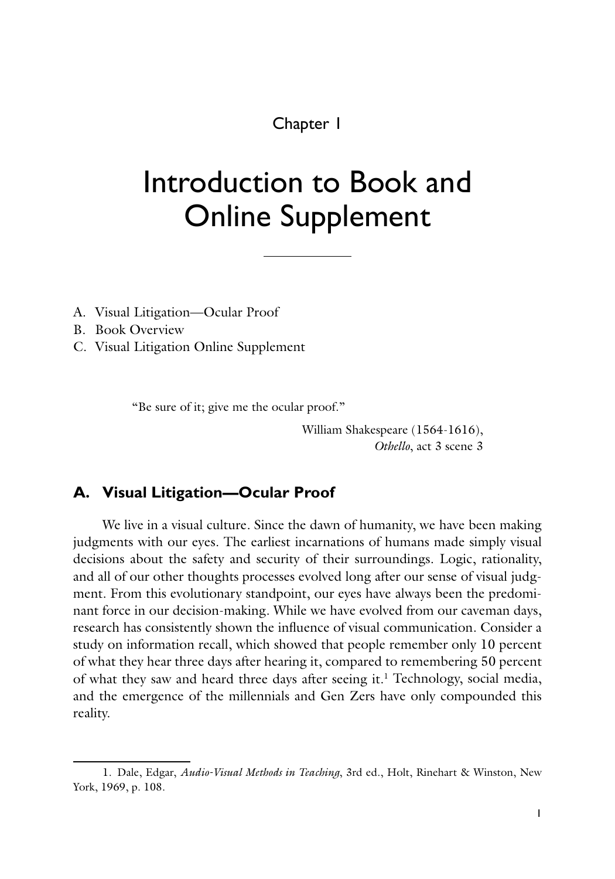Chapter 1

# Introduction to Book and Online Supplement

A. Visual Litigation—Ocular Proof
B. Book Overview
C. Visual Litigation Online Supplement

> "Be sure of it; give me the ocular proof."
>
> William Shakespeare (1564-1616), *Othello*, act 3 scene 3

## A. Visual Litigation—Ocular Proof

We live in a visual culture. Since the dawn of humanity, we have been making judgments with our eyes. The earliest incarnations of humans made simply visual decisions about the safety and security of their surroundings. Logic, rationality, and all of our other thoughts processes evolved long after our sense of visual judgment. From this evolutionary standpoint, our eyes have always been the predominant force in our decision-making. While we have evolved from our caveman days, research has consistently shown the influence of visual communication. Consider a study on information recall, which showed that people remember only 10 percent of what they hear three days after hearing it, compared to remembering 50 percent of what they saw and heard three days after seeing it.[1] Technology, social media, and the emergence of the millennials and Gen Zers have only compounded this reality.

---

1. Dale, Edgar, *Audio-Visual Methods in Teaching*, 3rd ed., Holt, Rinehart & Winston, New York, 1969, p. 108.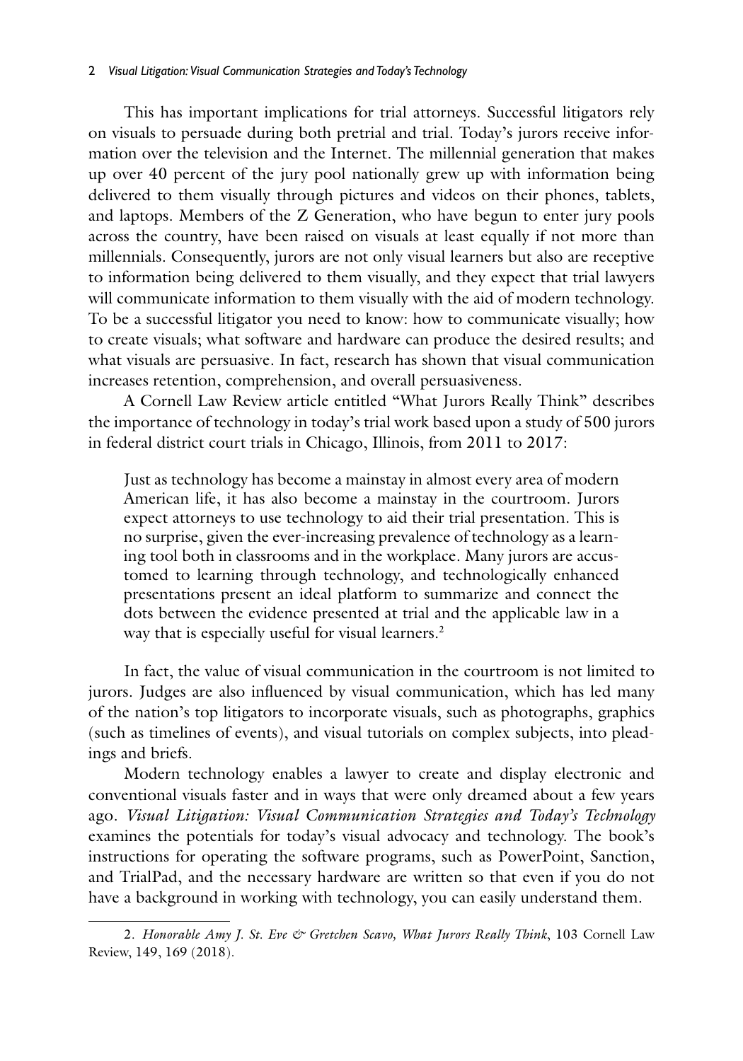This has important implications for trial attorneys. Successful litigators rely on visuals to persuade during both pretrial and trial. Today's jurors receive information over the television and the Internet. The millennial generation that makes up over 40 percent of the jury pool nationally grew up with information being delivered to them visually through pictures and videos on their phones, tablets, and laptops. Members of the Z Generation, who have begun to enter jury pools across the country, have been raised on visuals at least equally if not more than millennials. Consequently, jurors are not only visual learners but also are receptive to information being delivered to them visually, and they expect that trial lawyers will communicate information to them visually with the aid of modern technology. To be a successful litigator you need to know: how to communicate visually; how to create visuals; what software and hardware can produce the desired results; and what visuals are persuasive. In fact, research has shown that visual communication increases retention, comprehension, and overall persuasiveness.

A Cornell Law Review article entitled "What Jurors Really Think" describes the importance of technology in today's trial work based upon a study of 500 jurors in federal district court trials in Chicago, Illinois, from 2011 to 2017:

> Just as technology has become a mainstay in almost every area of modern American life, it has also become a mainstay in the courtroom. Jurors expect attorneys to use technology to aid their trial presentation. This is no surprise, given the ever-increasing prevalence of technology as a learning tool both in classrooms and in the workplace. Many jurors are accustomed to learning through technology, and technologically enhanced presentations present an ideal platform to summarize and connect the dots between the evidence presented at trial and the applicable law in a way that is especially useful for visual learners.[2]

In fact, the value of visual communication in the courtroom is not limited to jurors. Judges are also influenced by visual communication, which has led many of the nation's top litigators to incorporate visuals, such as photographs, graphics (such as timelines of events), and visual tutorials on complex subjects, into pleadings and briefs.

Modern technology enables a lawyer to create and display electronic and conventional visuals faster and in ways that were only dreamed about a few years ago. *Visual Litigation: Visual Communication Strategies and Today's Technology* examines the potentials for today's visual advocacy and technology. The book's instructions for operating the software programs, such as PowerPoint, Sanction, and TrialPad, and the necessary hardware are written so that even if you do not have a background in working with technology, you can easily understand them.

---

2. *Honorable Amy J. St. Eve & Gretchen Scavo, What Jurors Really Think*, 103 Cornell Law Review, 149, 169 (2018).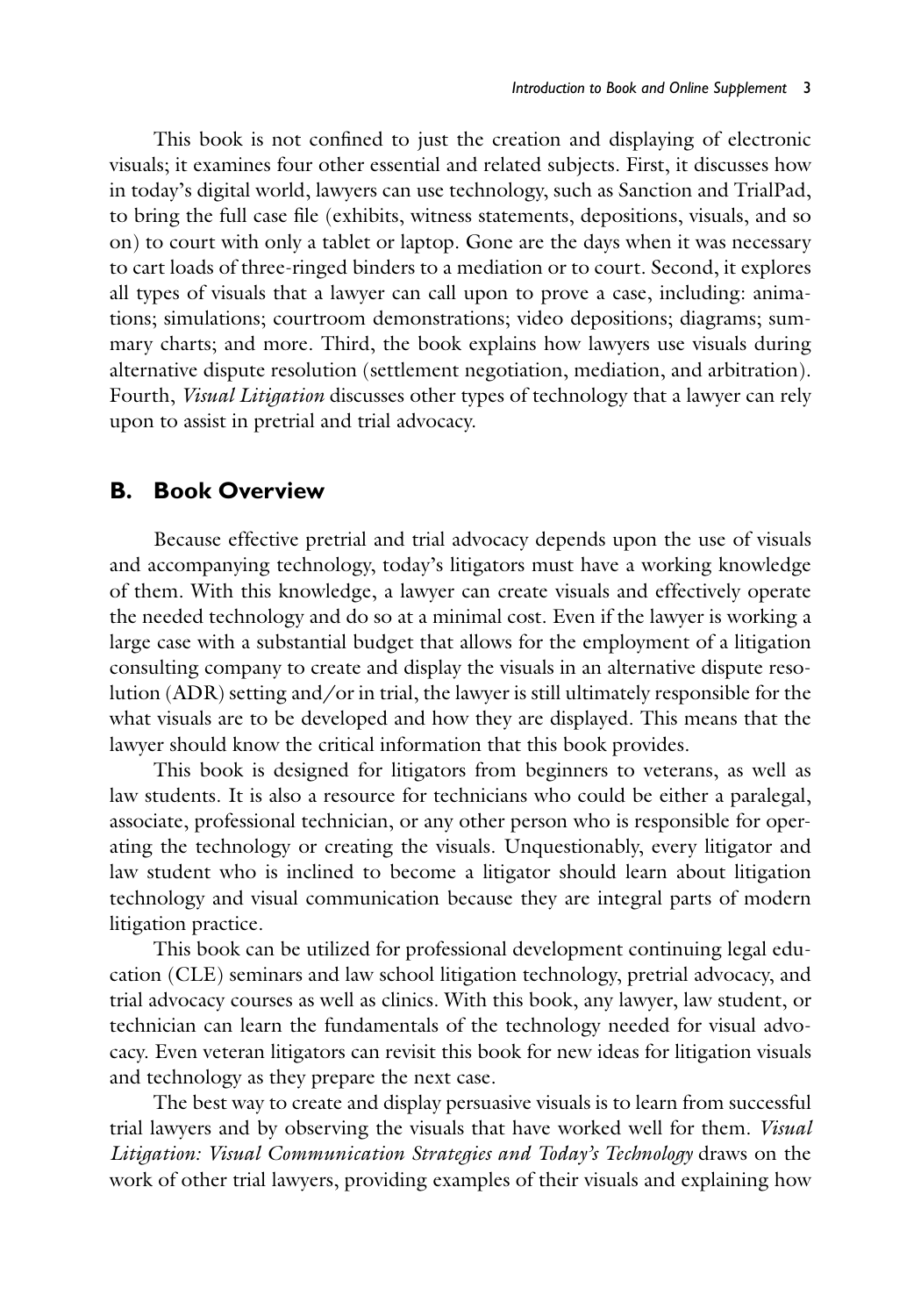This book is not confined to just the creation and displaying of electronic visuals; it examines four other essential and related subjects. First, it discusses how in today's digital world, lawyers can use technology, such as Sanction and TrialPad, to bring the full case file (exhibits, witness statements, depositions, visuals, and so on) to court with only a tablet or laptop. Gone are the days when it was necessary to cart loads of three-ringed binders to a mediation or to court. Second, it explores all types of visuals that a lawyer can call upon to prove a case, including: animations; simulations; courtroom demonstrations; video depositions; diagrams; summary charts; and more. Third, the book explains how lawyers use visuals during alternative dispute resolution (settlement negotiation, mediation, and arbitration). Fourth, *Visual Litigation* discusses other types of technology that a lawyer can rely upon to assist in pretrial and trial advocacy.

## B. Book Overview

Because effective pretrial and trial advocacy depends upon the use of visuals and accompanying technology, today's litigators must have a working knowledge of them. With this knowledge, a lawyer can create visuals and effectively operate the needed technology and do so at a minimal cost. Even if the lawyer is working a large case with a substantial budget that allows for the employment of a litigation consulting company to create and display the visuals in an alternative dispute resolution (ADR) setting and/or in trial, the lawyer is still ultimately responsible for the what visuals are to be developed and how they are displayed. This means that the lawyer should know the critical information that this book provides.

This book is designed for litigators from beginners to veterans, as well as law students. It is also a resource for technicians who could be either a paralegal, associate, professional technician, or any other person who is responsible for operating the technology or creating the visuals. Unquestionably, every litigator and law student who is inclined to become a litigator should learn about litigation technology and visual communication because they are integral parts of modern litigation practice.

This book can be utilized for professional development continuing legal education (CLE) seminars and law school litigation technology, pretrial advocacy, and trial advocacy courses as well as clinics. With this book, any lawyer, law student, or technician can learn the fundamentals of the technology needed for visual advocacy. Even veteran litigators can revisit this book for new ideas for litigation visuals and technology as they prepare the next case.

The best way to create and display persuasive visuals is to learn from successful trial lawyers and by observing the visuals that have worked well for them. *Visual Litigation: Visual Communication Strategies and Today's Technology* draws on the work of other trial lawyers, providing examples of their visuals and explaining how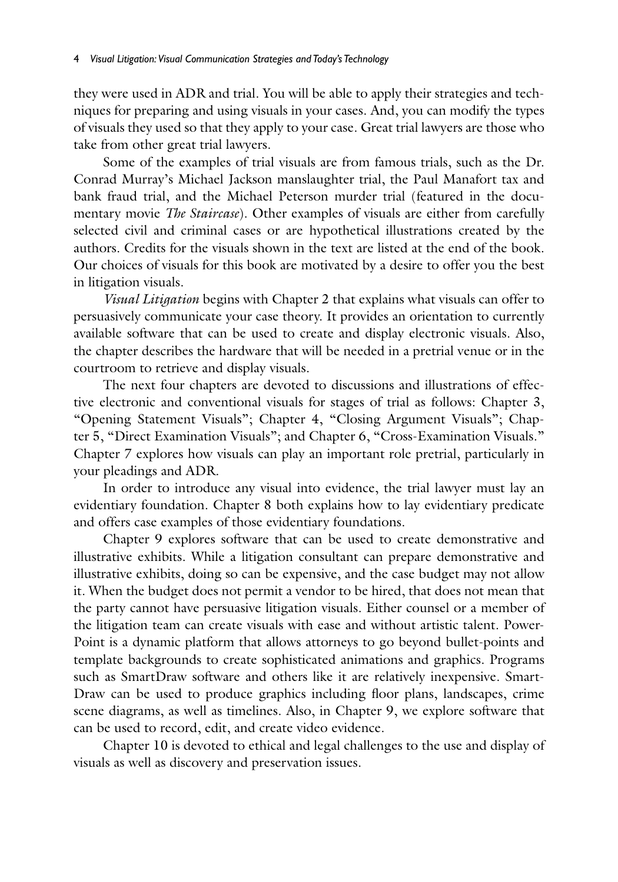they were used in ADR and trial. You will be able to apply their strategies and techniques for preparing and using visuals in your cases. And, you can modify the types of visuals they used so that they apply to your case. Great trial lawyers are those who take from other great trial lawyers.

Some of the examples of trial visuals are from famous trials, such as the Dr. Conrad Murray's Michael Jackson manslaughter trial, the Paul Manafort tax and bank fraud trial, and the Michael Peterson murder trial (featured in the documentary movie *The Staircase*). Other examples of visuals are either from carefully selected civil and criminal cases or are hypothetical illustrations created by the authors. Credits for the visuals shown in the text are listed at the end of the book. Our choices of visuals for this book are motivated by a desire to offer you the best in litigation visuals.

*Visual Litigation* begins with Chapter 2 that explains what visuals can offer to persuasively communicate your case theory. It provides an orientation to currently available software that can be used to create and display electronic visuals. Also, the chapter describes the hardware that will be needed in a pretrial venue or in the courtroom to retrieve and display visuals.

The next four chapters are devoted to discussions and illustrations of effective electronic and conventional visuals for stages of trial as follows: Chapter 3, "Opening Statement Visuals"; Chapter 4, "Closing Argument Visuals"; Chapter 5, "Direct Examination Visuals"; and Chapter 6, "Cross-Examination Visuals." Chapter 7 explores how visuals can play an important role pretrial, particularly in your pleadings and ADR.

In order to introduce any visual into evidence, the trial lawyer must lay an evidentiary foundation. Chapter 8 both explains how to lay evidentiary predicate and offers case examples of those evidentiary foundations.

Chapter 9 explores software that can be used to create demonstrative and illustrative exhibits. While a litigation consultant can prepare demonstrative and illustrative exhibits, doing so can be expensive, and the case budget may not allow it. When the budget does not permit a vendor to be hired, that does not mean that the party cannot have persuasive litigation visuals. Either counsel or a member of the litigation team can create visuals with ease and without artistic talent. PowerPoint is a dynamic platform that allows attorneys to go beyond bullet-points and template backgrounds to create sophisticated animations and graphics. Programs such as SmartDraw software and others like it are relatively inexpensive. SmartDraw can be used to produce graphics including floor plans, landscapes, crime scene diagrams, as well as timelines. Also, in Chapter 9, we explore software that can be used to record, edit, and create video evidence.

Chapter 10 is devoted to ethical and legal challenges to the use and display of visuals as well as discovery and preservation issues.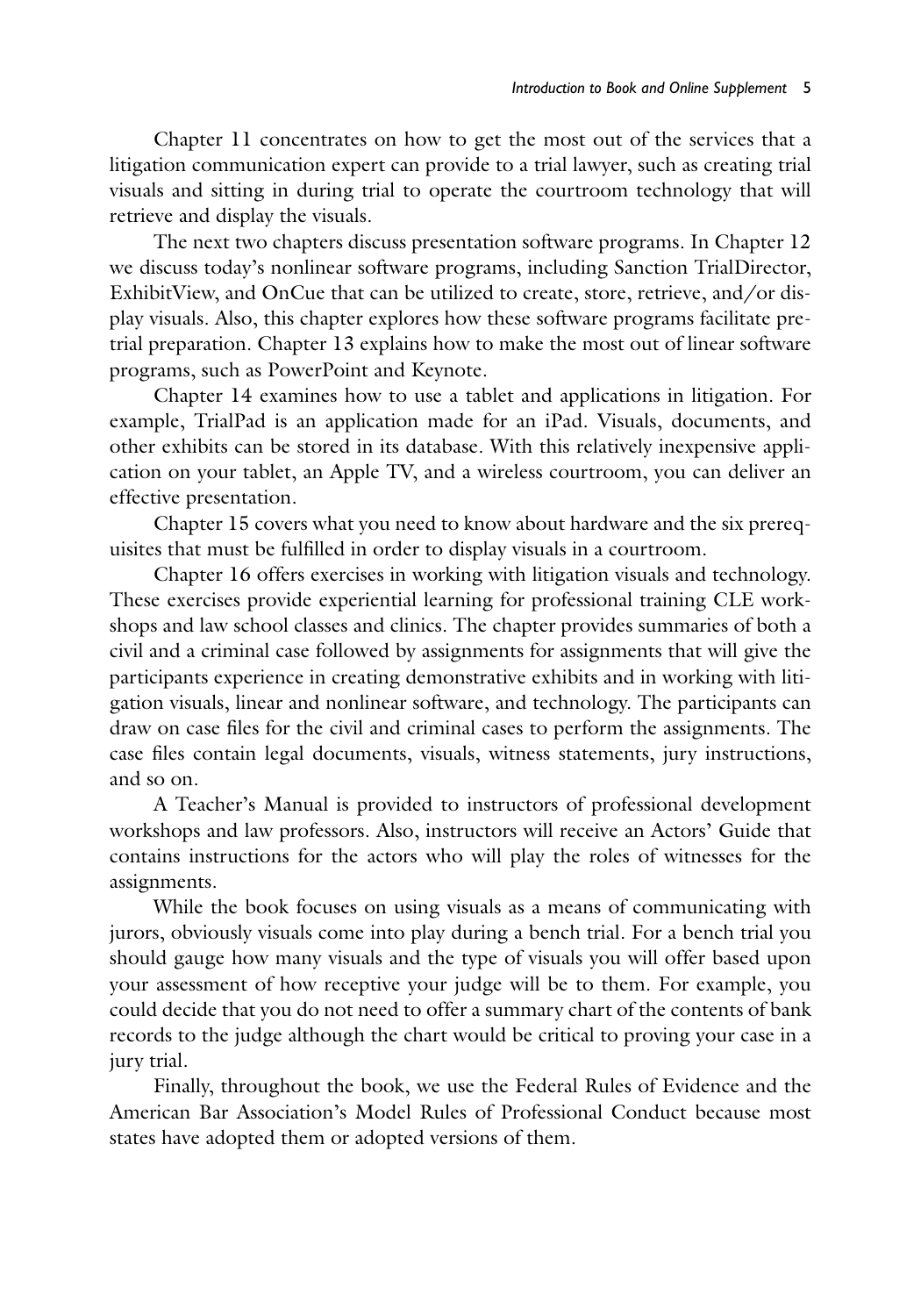Chapter 11 concentrates on how to get the most out of the services that a litigation communication expert can provide to a trial lawyer, such as creating trial visuals and sitting in during trial to operate the courtroom technology that will retrieve and display the visuals.

The next two chapters discuss presentation software programs. In Chapter 12 we discuss today's nonlinear software programs, including Sanction TrialDirector, ExhibitView, and OnCue that can be utilized to create, store, retrieve, and/or display visuals. Also, this chapter explores how these software programs facilitate pretrial preparation. Chapter 13 explains how to make the most out of linear software programs, such as PowerPoint and Keynote.

Chapter 14 examines how to use a tablet and applications in litigation. For example, TrialPad is an application made for an iPad. Visuals, documents, and other exhibits can be stored in its database. With this relatively inexpensive application on your tablet, an Apple TV, and a wireless courtroom, you can deliver an effective presentation.

Chapter 15 covers what you need to know about hardware and the six prerequisites that must be fulfilled in order to display visuals in a courtroom.

Chapter 16 offers exercises in working with litigation visuals and technology. These exercises provide experiential learning for professional training CLE workshops and law school classes and clinics. The chapter provides summaries of both a civil and a criminal case followed by assignments for assignments that will give the participants experience in creating demonstrative exhibits and in working with litigation visuals, linear and nonlinear software, and technology. The participants can draw on case files for the civil and criminal cases to perform the assignments. The case files contain legal documents, visuals, witness statements, jury instructions, and so on.

A Teacher's Manual is provided to instructors of professional development workshops and law professors. Also, instructors will receive an Actors' Guide that contains instructions for the actors who will play the roles of witnesses for the assignments.

While the book focuses on using visuals as a means of communicating with jurors, obviously visuals come into play during a bench trial. For a bench trial you should gauge how many visuals and the type of visuals you will offer based upon your assessment of how receptive your judge will be to them. For example, you could decide that you do not need to offer a summary chart of the contents of bank records to the judge although the chart would be critical to proving your case in a jury trial.

Finally, throughout the book, we use the Federal Rules of Evidence and the American Bar Association's Model Rules of Professional Conduct because most states have adopted them or adopted versions of them.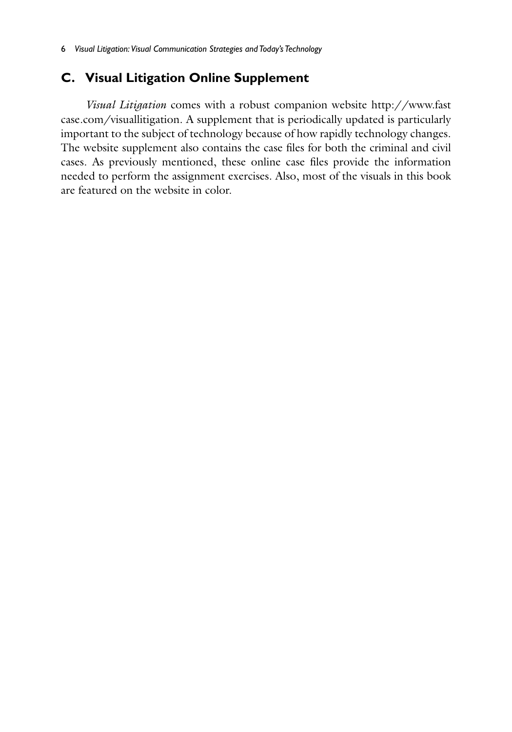## C. Visual Litigation Online Supplement

*Visual Litigation* comes with a robust companion website http://www.fastcase.com/visuallitigation. A supplement that is periodically updated is particularly important to the subject of technology because of how rapidly technology changes. The website supplement also contains the case files for both the criminal and civil cases. As previously mentioned, these online case files provide the information needed to perform the assignment exercises. Also, most of the visuals in this book are featured on the website in color.